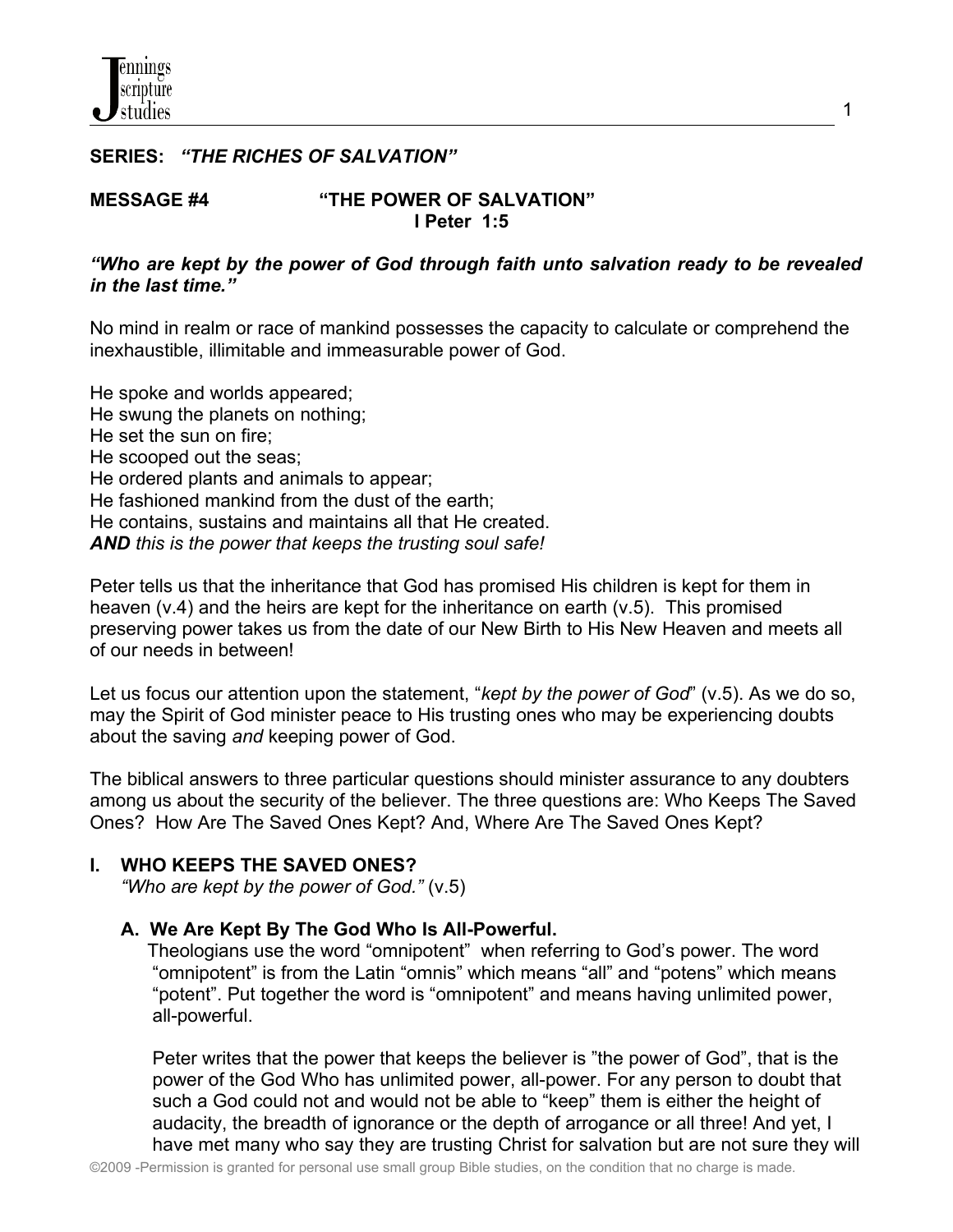**SERIES:** ***"THE RICHES OF SALVATION"***

**MESSAGE #4 "THE POWER OF SALVATION"**
**I Peter 1:5**

***"Who are kept by the power of God through faith unto salvation ready to be revealed in the last time."***

No mind in realm or race of mankind possesses the capacity to calculate or comprehend the inexhaustible, illimitable and immeasurable power of God.

He spoke and worlds appeared;
He swung the planets on nothing;
He set the sun on fire;
He scooped out the seas;
He ordered plants and animals to appear;
He fashioned mankind from the dust of the earth;
He contains, sustains and maintains all that He created.
***AND*** *this is the power that keeps the trusting soul safe!*

Peter tells us that the inheritance that God has promised His children is kept for them in heaven (v.4) and the heirs are kept for the inheritance on earth (v.5). This promised preserving power takes us from the date of our New Birth to His New Heaven and meets all of our needs in between!

Let us focus our attention upon the statement, "*kept by the power of God*" (v.5). As we do so, may the Spirit of God minister peace to His trusting ones who may be experiencing doubts about the saving *and* keeping power of God.

The biblical answers to three particular questions should minister assurance to any doubters among us about the security of the believer. The three questions are: Who Keeps The Saved Ones? How Are The Saved Ones Kept? And, Where Are The Saved Ones Kept?

## I. WHO KEEPS THE SAVED ONES?

*"Who are kept by the power of God."* (v.5)

### A. We Are Kept By The God Who Is All-Powerful.

Theologians use the word "omnipotent" when referring to God's power. The word "omnipotent" is from the Latin "omnis" which means "all" and "potens" which means "potent". Put together the word is "omnipotent" and means having unlimited power, all-powerful.

Peter writes that the power that keeps the believer is "the power of God", that is the power of the God Who has unlimited power, all-power. For any person to doubt that such a God could not and would not be able to "keep" them is either the height of audacity, the breadth of ignorance or the depth of arrogance or all three! And yet, I have met many who say they are trusting Christ for salvation but are not sure they will

©2009 -Permission is granted for personal use small group Bible studies, on the condition that no charge is made.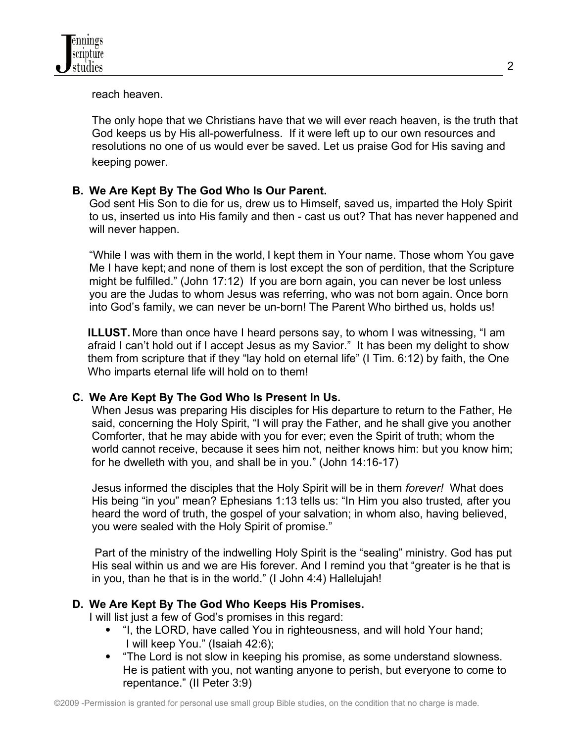reach heaven.

The only hope that we Christians have that we will ever reach heaven, is the truth that God keeps us by His all-powerfulness. If it were left up to our own resources and resolutions no one of us would ever be saved. Let us praise God for His saving and keeping power.

**B. We Are Kept By The God Who Is Our Parent.**

God sent His Son to die for us, drew us to Himself, saved us, imparted the Holy Spirit to us, inserted us into His family and then - cast us out? That has never happened and will never happen.

"While I was with them in the world, I kept them in Your name. Those whom You gave Me I have kept; and none of them is lost except the son of perdition, that the Scripture might be fulfilled." (John 17:12) If you are born again, you can never be lost unless you are the Judas to whom Jesus was referring, who was not born again. Once born into God's family, we can never be un-born! The Parent Who birthed us, holds us!

**ILLUST.** More than once have I heard persons say, to whom I was witnessing, "I am afraid I can't hold out if I accept Jesus as my Savior." It has been my delight to show them from scripture that if they "lay hold on eternal life" (I Tim. 6:12) by faith, the One Who imparts eternal life will hold on to them!

**C. We Are Kept By The God Who Is Present In Us.**

When Jesus was preparing His disciples for His departure to return to the Father, He said, concerning the Holy Spirit, "I will pray the Father, and he shall give you another Comforter, that he may abide with you for ever; even the Spirit of truth; whom the world cannot receive, because it sees him not, neither knows him: but you know him; for he dwelleth with you, and shall be in you." (John 14:16-17)

Jesus informed the disciples that the Holy Spirit will be in them *forever!* What does His being "in you" mean? Ephesians 1:13 tells us: "In Him you also trusted*,* after you heard the word of truth, the gospel of your salvation; in whom also, having believed, you were sealed with the Holy Spirit of promise."

Part of the ministry of the indwelling Holy Spirit is the "sealing" ministry. God has put His seal within us and we are His forever. And I remind you that "greater is he that is in you, than he that is in the world." (I John 4:4) Hallelujah!

**D. We Are Kept By The God Who Keeps His Promises.**

I will list just a few of God's promises in this regard:

- "I, the LORD, have called You in righteousness, and will hold Your hand; I will keep You." (Isaiah 42:6);
- "The Lord is not slow in keeping his promise, as some understand slowness. He is patient with you, not wanting anyone to perish, but everyone to come to repentance." (II Peter 3:9)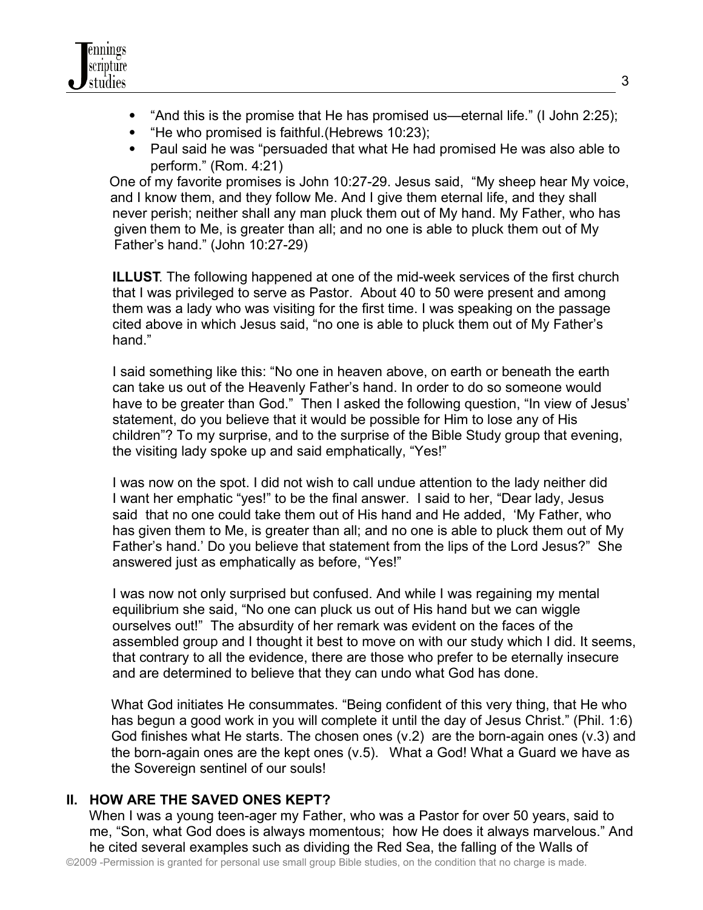- "And this is the promise that He has promised us—eternal life." (I John 2:25);
- "He who promised is faithful.(Hebrews 10:23);
- Paul said he was "persuaded that what He had promised He was also able to perform." (Rom. 4:21)

One of my favorite promises is John 10:27-29. Jesus said, "My sheep hear My voice, and I know them, and they follow Me. And I give them eternal life, and they shall never perish; neither shall any man pluck them out of My hand. My Father, who has given them to Me, is greater than all; and no one is able to pluck them out of My Father's hand." (John 10:27-29)

**ILLUST**. The following happened at one of the mid-week services of the first church that I was privileged to serve as Pastor. About 40 to 50 were present and among them was a lady who was visiting for the first time. I was speaking on the passage cited above in which Jesus said, "no one is able to pluck them out of My Father's hand."

I said something like this: "No one in heaven above, on earth or beneath the earth can take us out of the Heavenly Father's hand. In order to do so someone would have to be greater than God." Then I asked the following question, "In view of Jesus' statement, do you believe that it would be possible for Him to lose any of His children"? To my surprise, and to the surprise of the Bible Study group that evening, the visiting lady spoke up and said emphatically, "Yes!"

I was now on the spot. I did not wish to call undue attention to the lady neither did I want her emphatic "yes!" to be the final answer. I said to her, "Dear lady, Jesus said that no one could take them out of His hand and He added, 'My Father, who has given them to Me, is greater than all; and no one is able to pluck them out of My Father's hand.' Do you believe that statement from the lips of the Lord Jesus?" She answered just as emphatically as before, "Yes!"

I was now not only surprised but confused. And while I was regaining my mental equilibrium she said, "No one can pluck us out of His hand but we can wiggle ourselves out!" The absurdity of her remark was evident on the faces of the assembled group and I thought it best to move on with our study which I did. It seems, that contrary to all the evidence, there are those who prefer to be eternally insecure and are determined to believe that they can undo what God has done.

What God initiates He consummates. "Being confident of this very thing, that He who has begun a good work in you will complete it until the day of Jesus Christ." (Phil. 1:6) God finishes what He starts. The chosen ones (v.2) are the born-again ones (v.3) and the born-again ones are the kept ones (v.5). What a God! What a Guard we have as the Sovereign sentinel of our souls!

## II. HOW ARE THE SAVED ONES KEPT?

When I was a young teen-ager my Father, who was a Pastor for over 50 years, said to me, "Son, what God does is always momentous; how He does it always marvelous." And he cited several examples such as dividing the Red Sea, the falling of the Walls of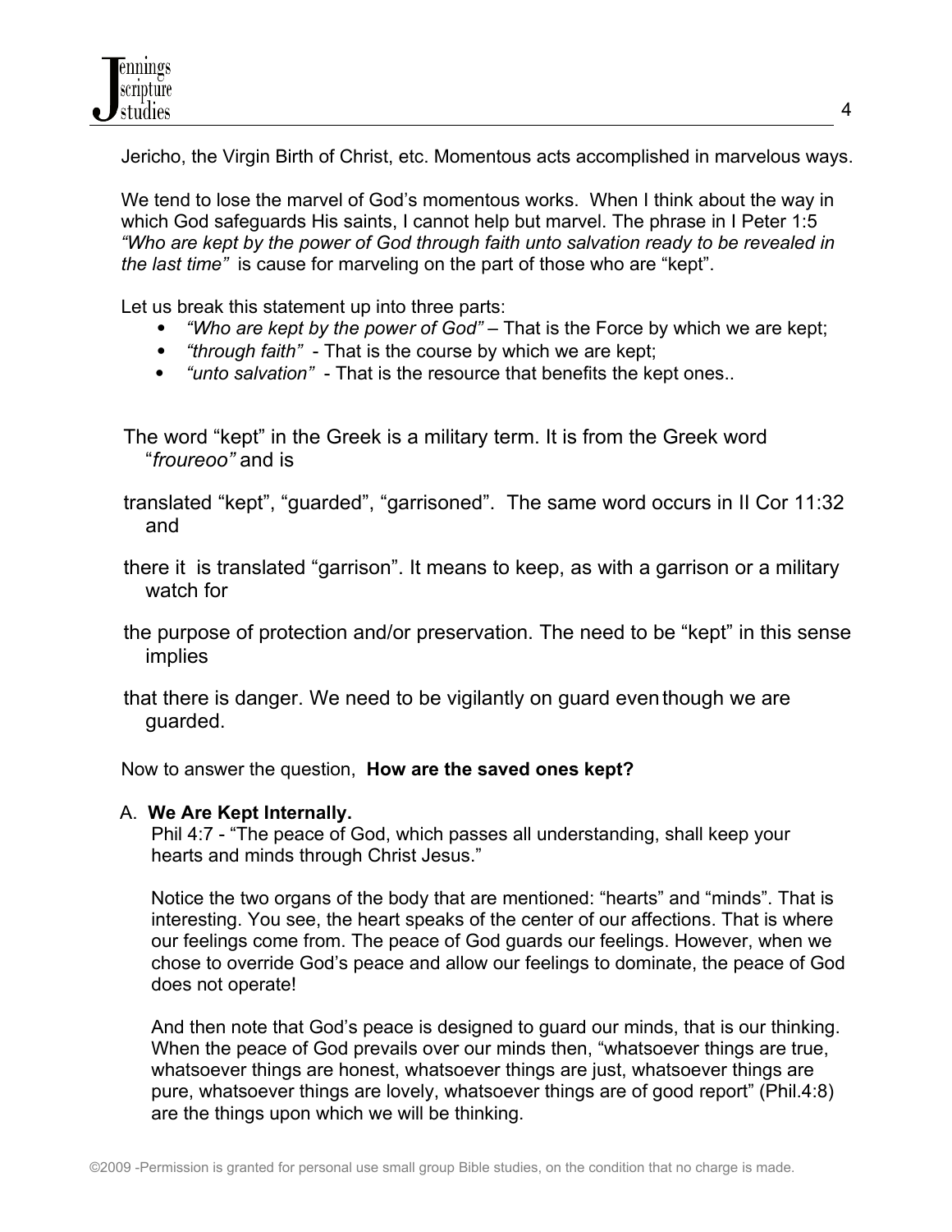Jericho, the Virgin Birth of Christ, etc. Momentous acts accomplished in marvelous ways.

We tend to lose the marvel of God's momentous works. When I think about the way in which God safeguards His saints, I cannot help but marvel. The phrase in I Peter 1:5 *"Who are kept by the power of God through faith unto salvation ready to be revealed in the last time"* is cause for marveling on the part of those who are "kept".

Let us break this statement up into three parts:

- *"Who are kept by the power of God"* – That is the Force by which we are kept;
- *"through faith"* - That is the course by which we are kept;
- *"unto salvation"* - That is the resource that benefits the kept ones..

The word "kept" in the Greek is a military term. It is from the Greek word "*froureoo"* and is translated "kept", "guarded", "garrisoned". The same word occurs in II Cor 11:32 and there it is translated "garrison". It means to keep, as with a garrison or a military watch for the purpose of protection and/or preservation. The need to be "kept" in this sense implies that there is danger. We need to be vigilantly on guard even though we are guarded.

Now to answer the question, **How are the saved ones kept?**

A. **We Are Kept Internally.**

Phil 4:7 - "The peace of God, which passes all understanding, shall keep your hearts and minds through Christ Jesus."

Notice the two organs of the body that are mentioned: "hearts" and "minds". That is interesting. You see, the heart speaks of the center of our affections. That is where our feelings come from. The peace of God guards our feelings. However, when we chose to override God's peace and allow our feelings to dominate, the peace of God does not operate!

And then note that God's peace is designed to guard our minds, that is our thinking. When the peace of God prevails over our minds then, "whatsoever things are true, whatsoever things are honest, whatsoever things are just, whatsoever things are pure, whatsoever things are lovely, whatsoever things are of good report" (Phil.4:8) are the things upon which we will be thinking.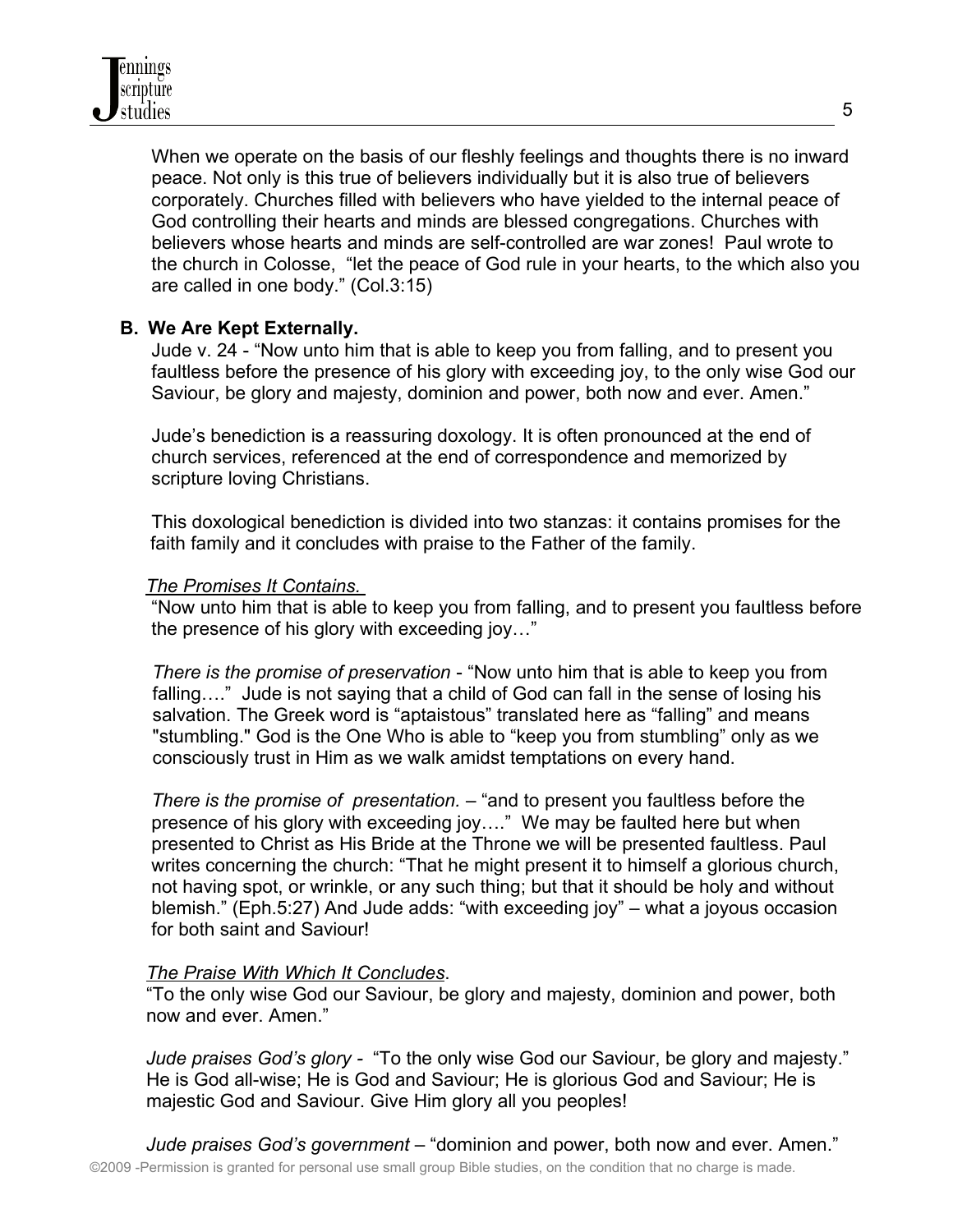When we operate on the basis of our fleshly feelings and thoughts there is no inward peace. Not only is this true of believers individually but it is also true of believers corporately. Churches filled with believers who have yielded to the internal peace of God controlling their hearts and minds are blessed congregations. Churches with believers whose hearts and minds are self-controlled are war zones! Paul wrote to the church in Colosse, "let the peace of God rule in your hearts, to the which also you are called in one body." (Col.3:15)

**B. We Are Kept Externally.**

Jude v. 24 - "Now unto him that is able to keep you from falling, and to present you faultless before the presence of his glory with exceeding joy, to the only wise God our Saviour, be glory and majesty, dominion and power, both now and ever. Amen."

Jude's benediction is a reassuring doxology. It is often pronounced at the end of church services, referenced at the end of correspondence and memorized by scripture loving Christians.

This doxological benediction is divided into two stanzas: it contains promises for the faith family and it concludes with praise to the Father of the family.

*<u>The Promises It Contains.</u>*

"Now unto him that is able to keep you from falling, and to present you faultless before the presence of his glory with exceeding joy…"

*There is the promise of preservation* - "Now unto him that is able to keep you from falling…." Jude is not saying that a child of God can fall in the sense of losing his salvation. The Greek word is "aptaistous" translated here as "falling" and means "stumbling." God is the One Who is able to "keep you from stumbling" only as we consciously trust in Him as we walk amidst temptations on every hand.

*There is the promise of presentation.* – "and to present you faultless before the presence of his glory with exceeding joy…." We may be faulted here but when presented to Christ as His Bride at the Throne we will be presented faultless. Paul writes concerning the church: "That he might present it to himself a glorious church, not having spot, or wrinkle, or any such thing; but that it should be holy and without blemish." (Eph.5:27) And Jude adds: "with exceeding joy" – what a joyous occasion for both saint and Saviour!

*<u>The Praise With Which It Concludes</u>.*

"To the only wise God our Saviour, be glory and majesty, dominion and power, both now and ever. Amen."

*Jude praises God's glory* - "To the only wise God our Saviour, be glory and majesty." He is God all-wise; He is God and Saviour; He is glorious God and Saviour; He is majestic God and Saviour. Give Him glory all you peoples!

*Jude praises God's government* – "dominion and power, both now and ever. Amen."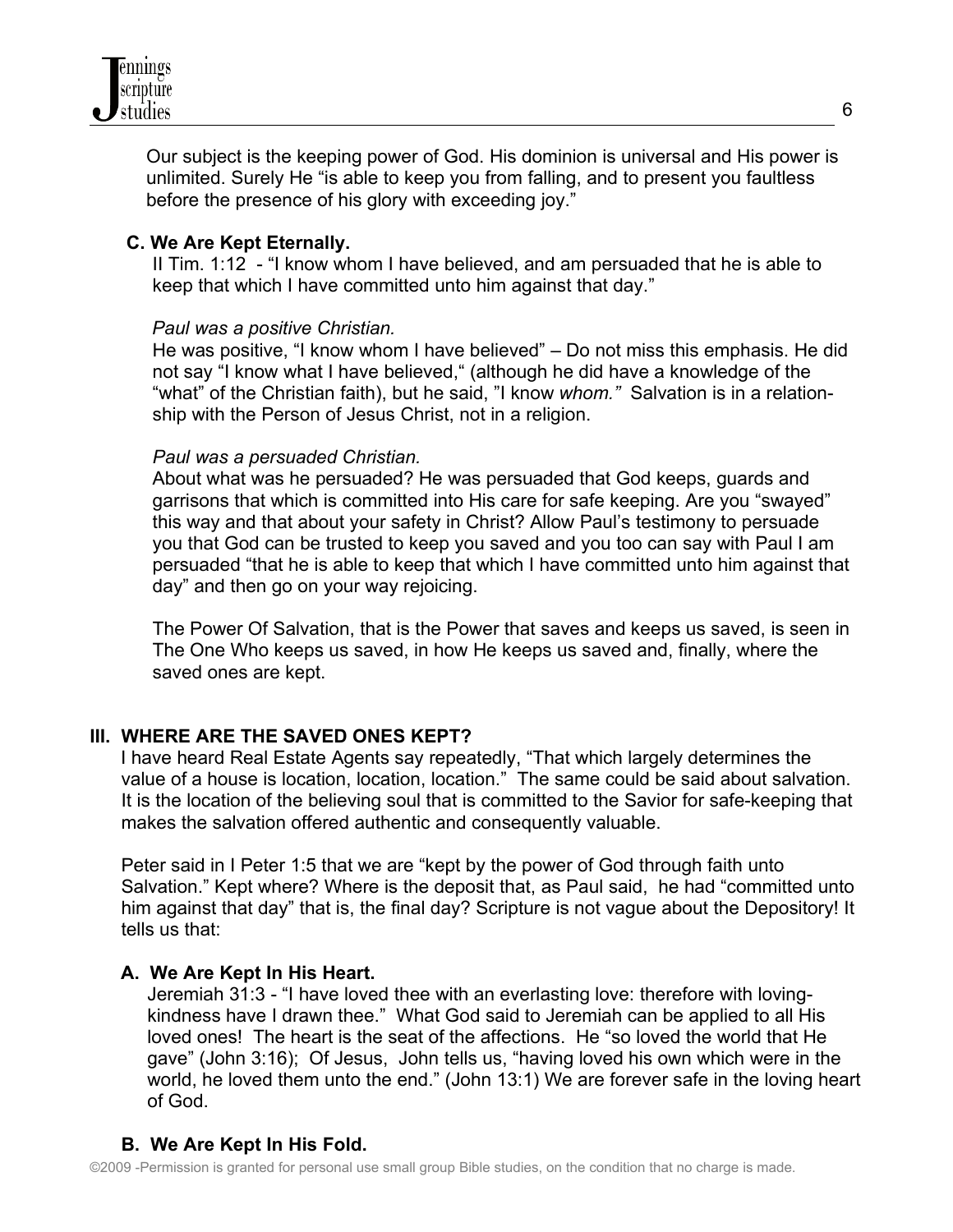Our subject is the keeping power of God. His dominion is universal and His power is unlimited. Surely He "is able to keep you from falling, and to present you faultless before the presence of his glory with exceeding joy."

### C. We Are Kept Eternally.

II Tim. 1:12 - "I know whom I have believed, and am persuaded that he is able to keep that which I have committed unto him against that day."

*Paul was a positive Christian.*

He was positive, "I know whom I have believed" – Do not miss this emphasis. He did not say "I know what I have believed," (although he did have a knowledge of the "what" of the Christian faith), but he said, "I know *whom."* Salvation is in a relationship with the Person of Jesus Christ, not in a religion.

*Paul was a persuaded Christian.*

About what was he persuaded? He was persuaded that God keeps, guards and garrisons that which is committed into His care for safe keeping. Are you "swayed" this way and that about your safety in Christ? Allow Paul's testimony to persuade you that God can be trusted to keep you saved and you too can say with Paul I am persuaded "that he is able to keep that which I have committed unto him against that day" and then go on your way rejoicing.

The Power Of Salvation, that is the Power that saves and keeps us saved, is seen in The One Who keeps us saved, in how He keeps us saved and, finally, where the saved ones are kept.

## III. WHERE ARE THE SAVED ONES KEPT?

I have heard Real Estate Agents say repeatedly, "That which largely determines the value of a house is location, location, location." The same could be said about salvation. It is the location of the believing soul that is committed to the Savior for safe-keeping that makes the salvation offered authentic and consequently valuable.

Peter said in I Peter 1:5 that we are "kept by the power of God through faith unto Salvation." Kept where? Where is the deposit that, as Paul said, he had "committed unto him against that day" that is, the final day? Scripture is not vague about the Depository! It tells us that:

### A. We Are Kept In His Heart.

Jeremiah 31:3 - "I have loved thee with an everlasting love: therefore with loving-kindness have I drawn thee." What God said to Jeremiah can be applied to all His loved ones! The heart is the seat of the affections. He "so loved the world that He gave" (John 3:16); Of Jesus, John tells us, "having loved his own which were in the world, he loved them unto the end." (John 13:1) We are forever safe in the loving heart of God.

### B. We Are Kept In His Fold.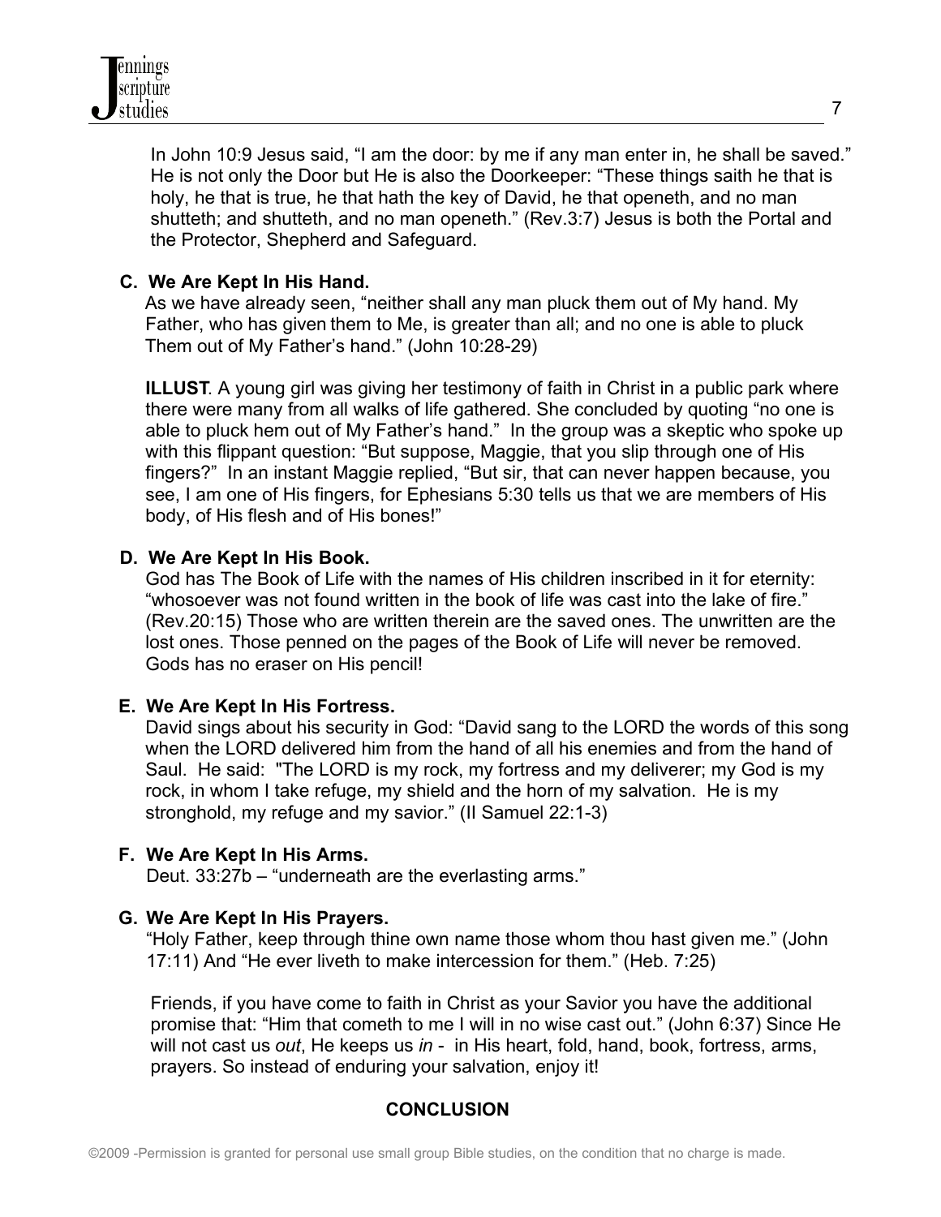In John 10:9 Jesus said, "I am the door: by me if any man enter in, he shall be saved." He is not only the Door but He is also the Doorkeeper: "These things saith he that is holy, he that is true, he that hath the key of David, he that openeth, and no man shutteth; and shutteth, and no man openeth." (Rev.3:7) Jesus is both the Portal and the Protector, Shepherd and Safeguard.

**C. We Are Kept In His Hand.**

As we have already seen, "neither shall any man pluck them out of My hand. My Father, who has given them to Me, is greater than all; and no one is able to pluck Them out of My Father's hand." (John 10:28-29)

**ILLUST**. A young girl was giving her testimony of faith in Christ in a public park where there were many from all walks of life gathered. She concluded by quoting "no one is able to pluck hem out of My Father's hand." In the group was a skeptic who spoke up with this flippant question: "But suppose, Maggie, that you slip through one of His fingers?" In an instant Maggie replied, "But sir, that can never happen because, you see, I am one of His fingers, for Ephesians 5:30 tells us that we are members of His body, of His flesh and of His bones!"

**D. We Are Kept In His Book.**

God has The Book of Life with the names of His children inscribed in it for eternity: "whosoever was not found written in the book of life was cast into the lake of fire." (Rev.20:15) Those who are written therein are the saved ones. The unwritten are the lost ones. Those penned on the pages of the Book of Life will never be removed. Gods has no eraser on His pencil!

**E. We Are Kept In His Fortress.**

David sings about his security in God: "David sang to the LORD the words of this song when the LORD delivered him from the hand of all his enemies and from the hand of Saul. He said: "The LORD is my rock, my fortress and my deliverer; my God is my rock, in whom I take refuge, my shield and the horn of my salvation. He is my stronghold, my refuge and my savior." (II Samuel 22:1-3)

**F. We Are Kept In His Arms.**

Deut. 33:27b – "underneath are the everlasting arms."

**G. We Are Kept In His Prayers.**

"Holy Father, keep through thine own name those whom thou hast given me." (John 17:11) And "He ever liveth to make intercession for them." (Heb. 7:25)

Friends, if you have come to faith in Christ as your Savior you have the additional promise that: "Him that cometh to me I will in no wise cast out." (John 6:37) Since He will not cast us *out*, He keeps us *in* - in His heart, fold, hand, book, fortress, arms, prayers. So instead of enduring your salvation, enjoy it!

## CONCLUSION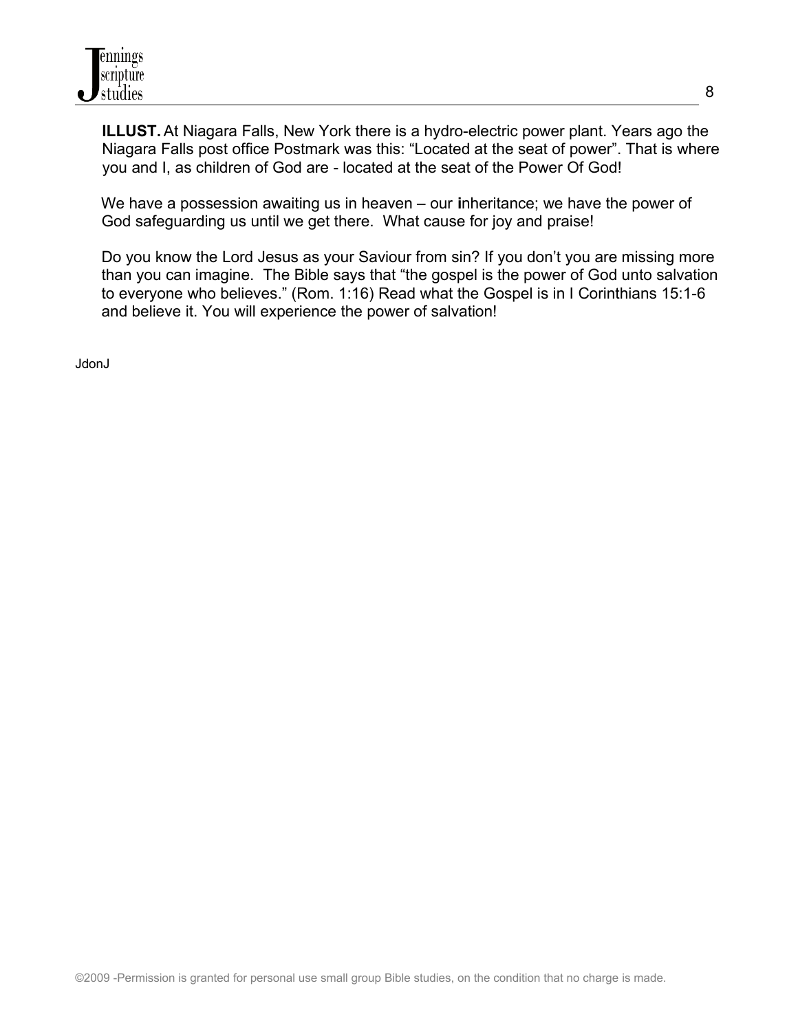**ILLUST.** At Niagara Falls, New York there is a hydro-electric power plant. Years ago the Niagara Falls post office Postmark was this: "Located at the seat of power". That is where you and I, as children of God are - located at the seat of the Power Of God!

We have a possession awaiting us in heaven – our **i**nheritance; we have the power of God safeguarding us until we get there. What cause for joy and praise!

Do you know the Lord Jesus as your Saviour from sin? If you don't you are missing more than you can imagine. The Bible says that "the gospel is the power of God unto salvation to everyone who believes." (Rom. 1:16) Read what the Gospel is in I Corinthians 15:1-6 and believe it. You will experience the power of salvation!

JdonJ

©2009 -Permission is granted for personal use small group Bible studies, on the condition that no charge is made.